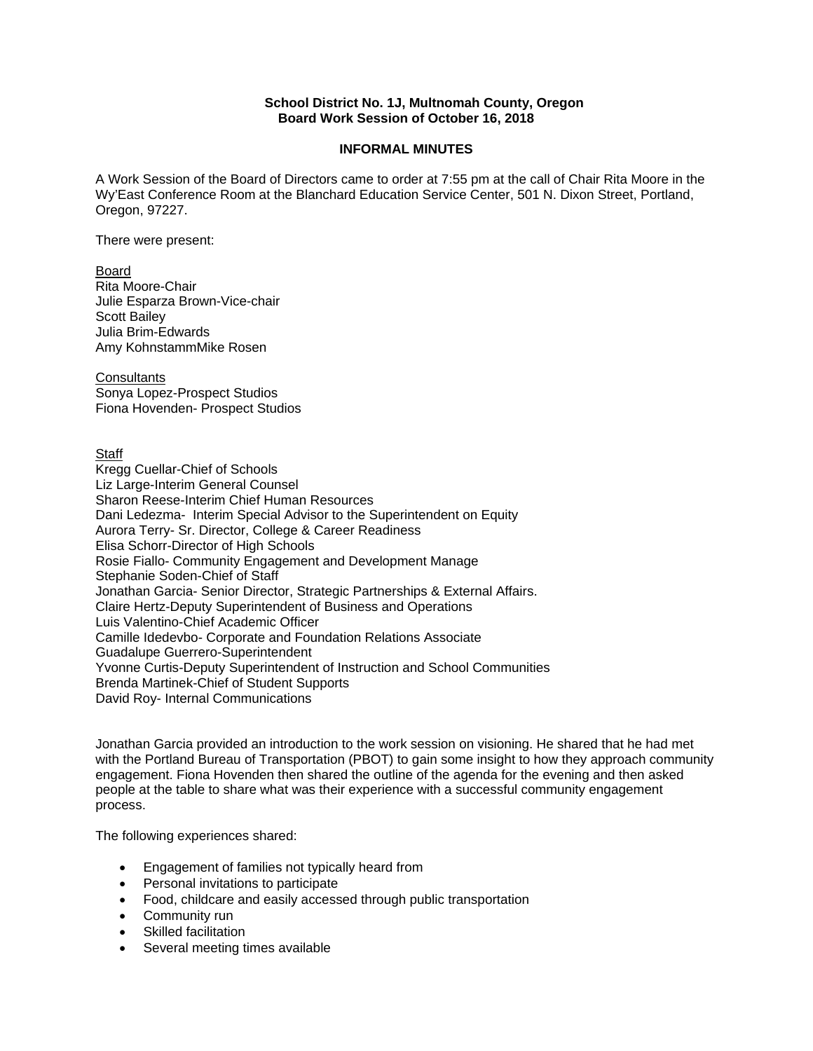**School District No. 1J, Multnomah County, Oregon**
**Board Work Session of October 16, 2018**

**INFORMAL MINUTES**

A Work Session of the Board of Directors came to order at 7:55 pm at the call of Chair Rita Moore in the Wy'East Conference Room at the Blanchard Education Service Center, 501 N. Dixon Street, Portland, Oregon, 97227.

There were present:

Board
Rita Moore-Chair
Julie Esparza Brown-Vice-chair
Scott Bailey
Julia Brim-Edwards
Amy KohnstammMike Rosen

Consultants
Sonya Lopez-Prospect Studios
Fiona Hovenden- Prospect Studios

Staff
Kregg Cuellar-Chief of Schools
Liz Large-Interim General Counsel
Sharon Reese-Interim Chief Human Resources
Dani Ledezma- Interim Special Advisor to the Superintendent on Equity
Aurora Terry- Sr. Director, College & Career Readiness
Elisa Schorr-Director of High Schools
Rosie Fiallo- Community Engagement and Development Manage
Stephanie Soden-Chief of Staff
Jonathan Garcia- Senior Director, Strategic Partnerships & External Affairs.
Claire Hertz-Deputy Superintendent of Business and Operations
Luis Valentino-Chief Academic Officer
Camille Idedevbo- Corporate and Foundation Relations Associate
Guadalupe Guerrero-Superintendent
Yvonne Curtis-Deputy Superintendent of Instruction and School Communities
Brenda Martinek-Chief of Student Supports
David Roy- Internal Communications

Jonathan Garcia provided an introduction to the work session on visioning. He shared that he had met with the Portland Bureau of Transportation (PBOT) to gain some insight to how they approach community engagement. Fiona Hovenden then shared the outline of the agenda for the evening and then asked people at the table to share what was their experience with a successful community engagement process.

The following experiences shared:

- Engagement of families not typically heard from
- Personal invitations to participate
- Food, childcare and easily accessed through public transportation
- Community run
- Skilled facilitation
- Several meeting times available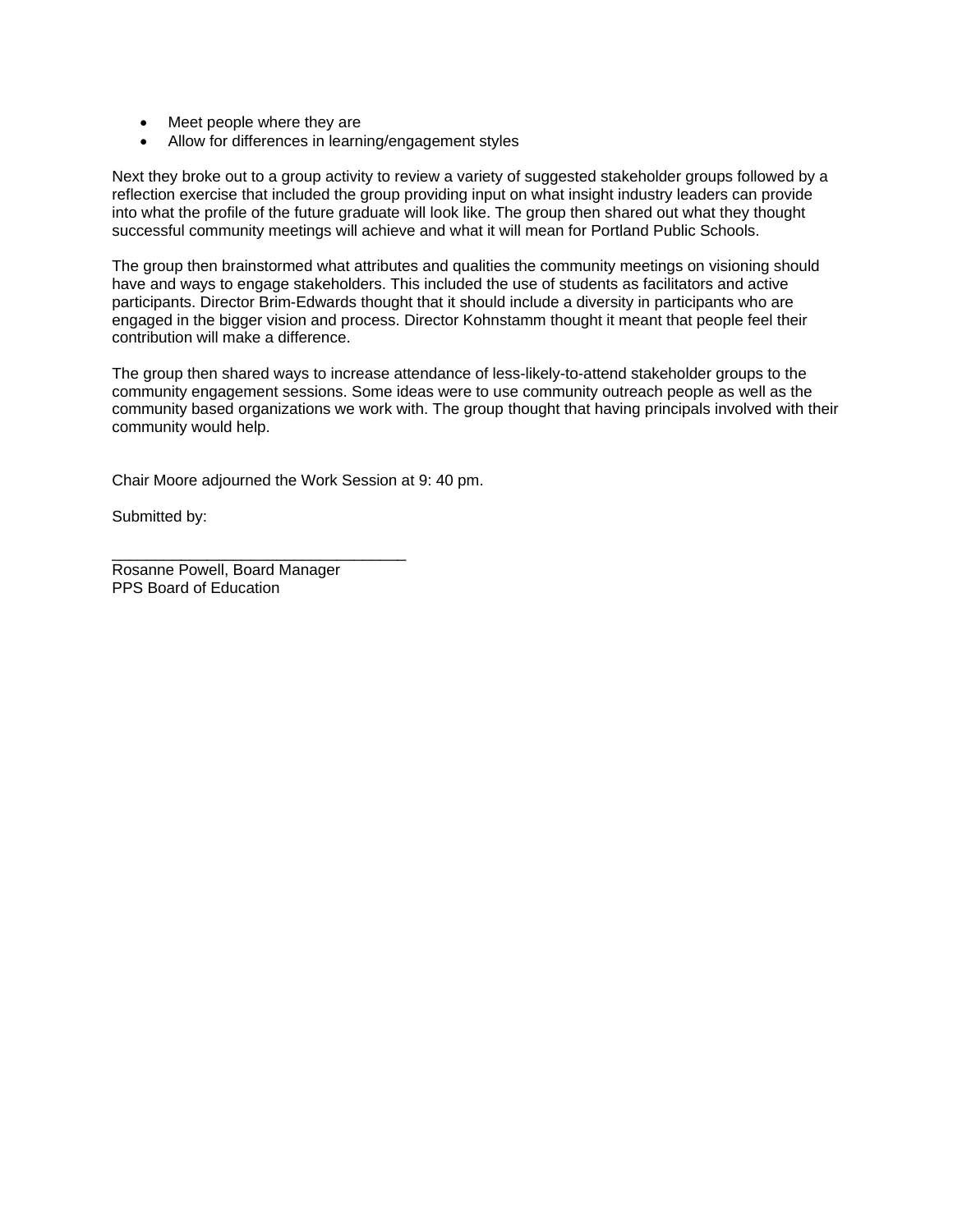- Meet people where they are
- Allow for differences in learning/engagement styles

Next they broke out to a group activity to review a variety of suggested stakeholder groups followed by a reflection exercise that included the group providing input on what insight industry leaders can provide into what the profile of the future graduate will look like. The group then shared out what they thought successful community meetings will achieve and what it will mean for Portland Public Schools.

The group then brainstormed what attributes and qualities the community meetings on visioning should have and ways to engage stakeholders. This included the use of students as facilitators and active participants. Director Brim-Edwards thought that it should include a diversity in participants who are engaged in the bigger vision and process. Director Kohnstamm thought it meant that people feel their contribution will make a difference.

The group then shared ways to increase attendance of less-likely-to-attend stakeholder groups to the community engagement sessions. Some ideas were to use community outreach people as well as the community based organizations we work with. The group thought that having principals involved with their community would help.

Chair Moore adjourned the Work Session at 9: 40 pm.

Submitted by:

___________________________________
Rosanne Powell, Board Manager
PPS Board of Education